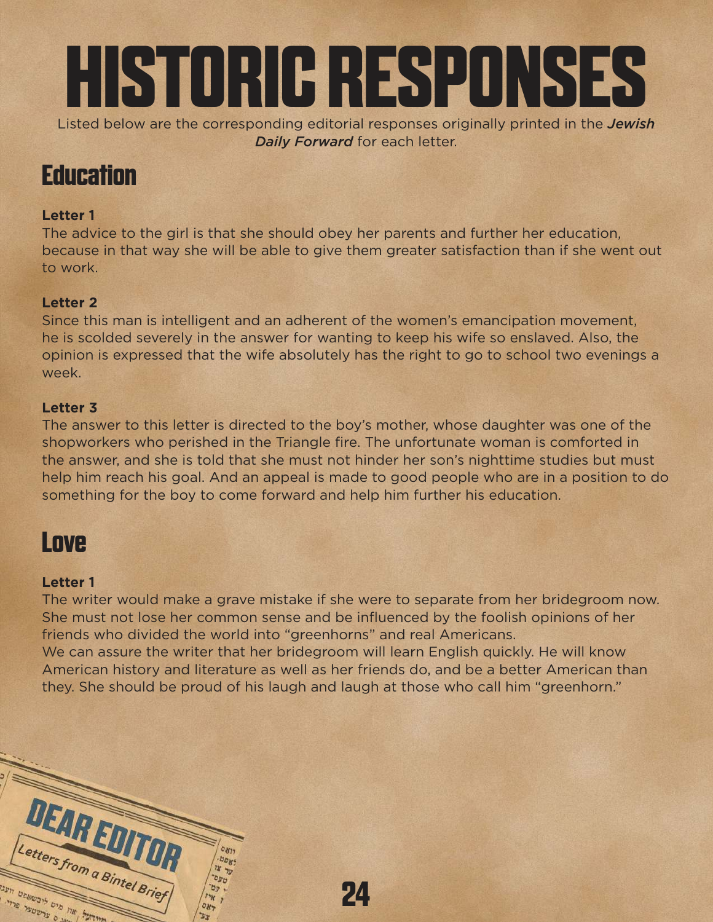# HISTORIC RESPONSES

Listed below are the corresponding editorial responses originally printed in the ***Jewish Daily Forward*** for each letter.

## Education

**Letter 1**

The advice to the girl is that she should obey her parents and further her education, because in that way she will be able to give them greater satisfaction than if she went out to work.

**Letter 2**

Since this man is intelligent and an adherent of the women's emancipation movement, he is scolded severely in the answer for wanting to keep his wife so enslaved. Also, the opinion is expressed that the wife absolutely has the right to go to school two evenings a week.

**Letter 3**

The answer to this letter is directed to the boy's mother, whose daughter was one of the shopworkers who perished in the Triangle fire. The unfortunate woman is comforted in the answer, and she is told that she must not hinder her son's nighttime studies but must help him reach his goal. And an appeal is made to good people who are in a position to do something for the boy to come forward and help him further his education.

## Love

**Letter 1**

The writer would make a grave mistake if she were to separate from her bridegroom now. She must not lose her common sense and be influenced by the foolish opinions of her friends who divided the world into "greenhorns" and real Americans.

We can assure the writer that her bridegroom will learn English quickly. He will know American history and literature as well as her friends do, and be a better American than they. She should be proud of his laugh and laugh at those who call him "greenhorn."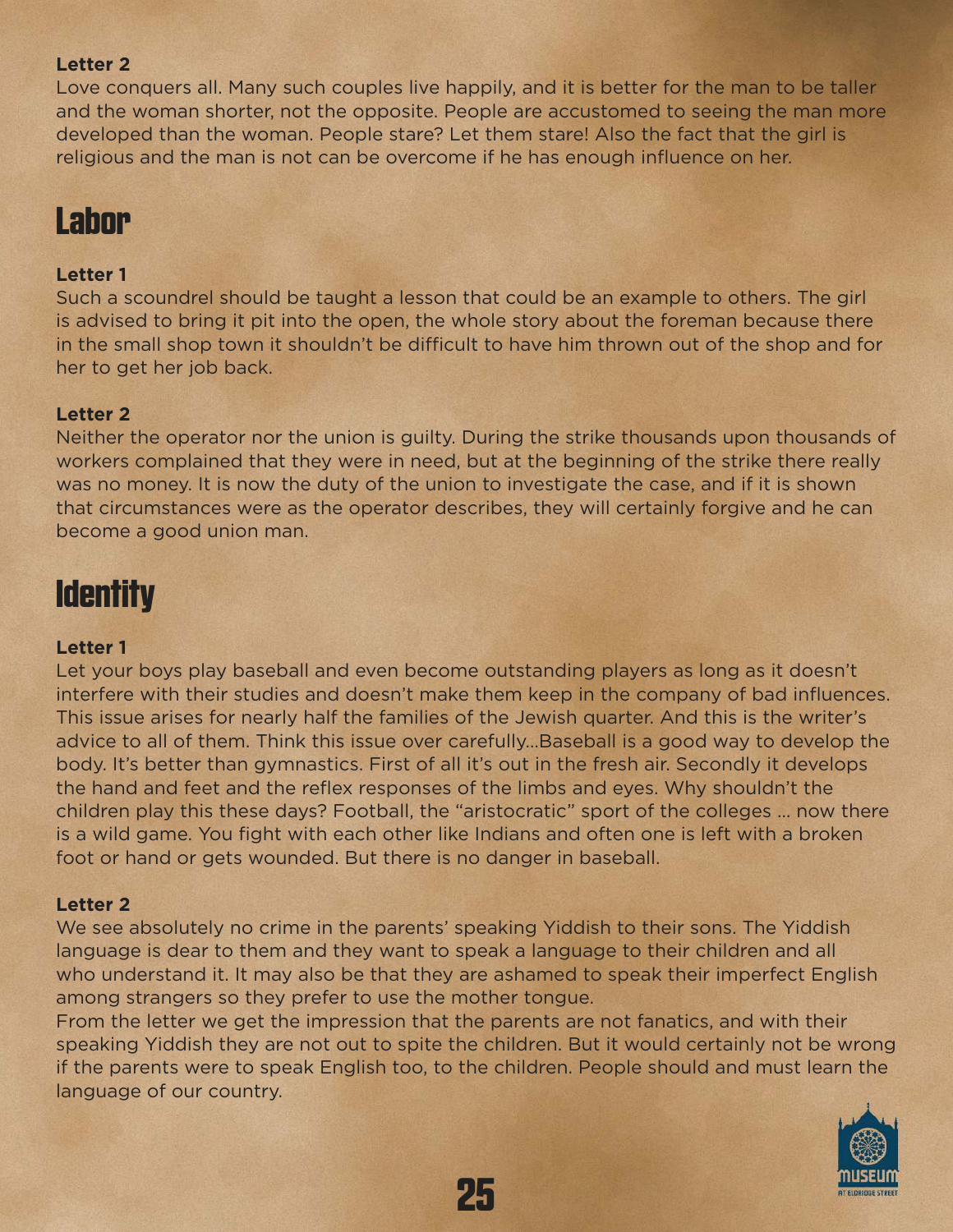**Letter 2**

Love conquers all. Many such couples live happily, and it is better for the man to be taller and the woman shorter, not the opposite. People are accustomed to seeing the man more developed than the woman. People stare? Let them stare! Also the fact that the girl is religious and the man is not can be overcome if he has enough influence on her.

## Labor

**Letter 1**

Such a scoundrel should be taught a lesson that could be an example to others. The girl is advised to bring it pit into the open, the whole story about the foreman because there in the small shop town it shouldn't be difficult to have him thrown out of the shop and for her to get her job back.

**Letter 2**

Neither the operator nor the union is guilty. During the strike thousands upon thousands of workers complained that they were in need, but at the beginning of the strike there really was no money. It is now the duty of the union to investigate the case, and if it is shown that circumstances were as the operator describes, they will certainly forgive and he can become a good union man.

## Identity

**Letter 1**

Let your boys play baseball and even become outstanding players as long as it doesn't interfere with their studies and doesn't make them keep in the company of bad influences. This issue arises for nearly half the families of the Jewish quarter. And this is the writer's advice to all of them. Think this issue over carefully...Baseball is a good way to develop the body. It's better than gymnastics. First of all it's out in the fresh air. Secondly it develops the hand and feet and the reflex responses of the limbs and eyes. Why shouldn't the children play this these days? Football, the "aristocratic" sport of the colleges ... now there is a wild game. You fight with each other like Indians and often one is left with a broken foot or hand or gets wounded. But there is no danger in baseball.

**Letter 2**

We see absolutely no crime in the parents' speaking Yiddish to their sons. The Yiddish language is dear to them and they want to speak a language to their children and all who understand it. It may also be that they are ashamed to speak their imperfect English among strangers so they prefer to use the mother tongue.

From the letter we get the impression that the parents are not fanatics, and with their speaking Yiddish they are not out to spite the children. But it would certainly not be wrong if the parents were to speak English too, to the children. People should and must learn the language of our country.